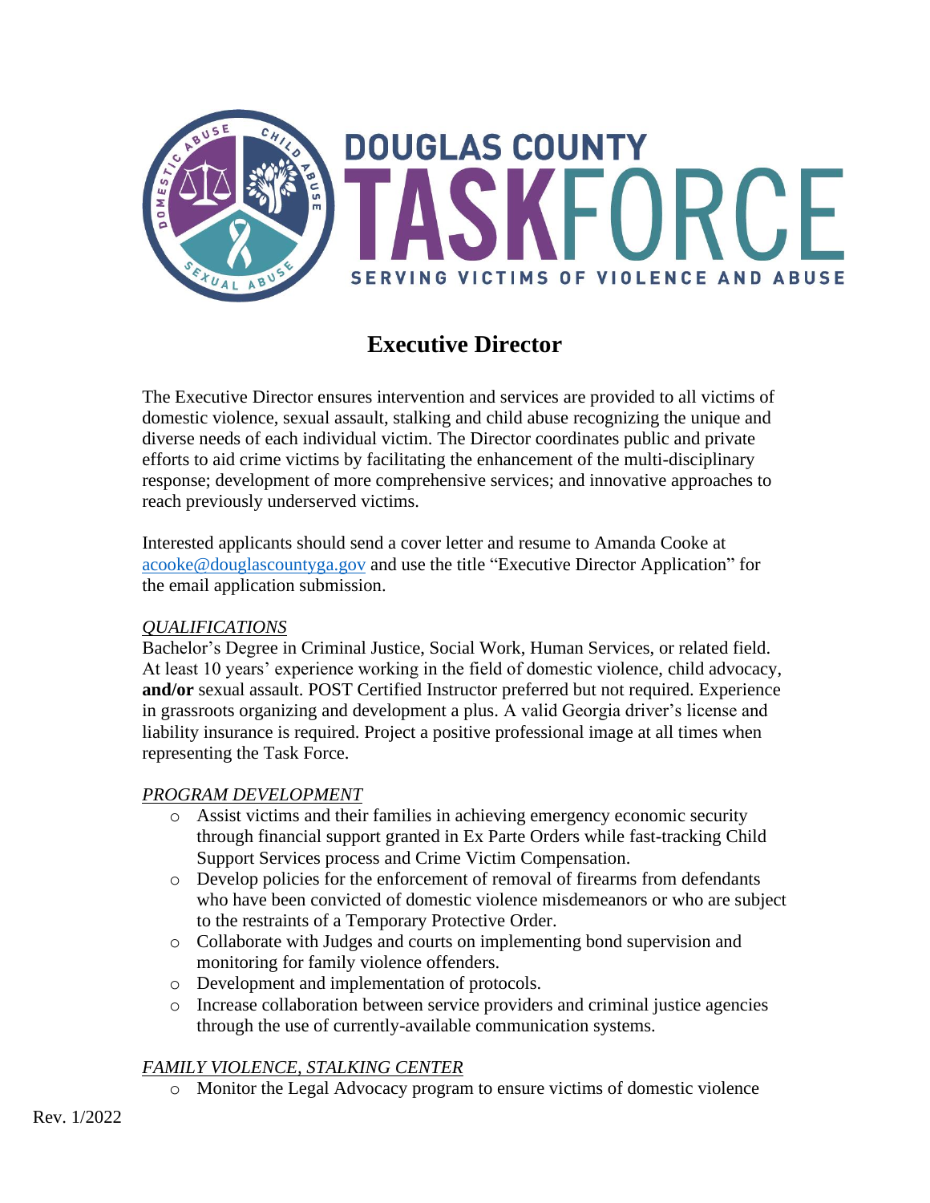# DOUGLAS COUNTY TASKFORCE

SERVING VICTIMS OF VIOLENCE AND ABUSE

## Executive Director

The Executive Director ensures intervention and services are provided to all victims of domestic violence, sexual assault, stalking and child abuse recognizing the unique and diverse needs of each individual victim. The Director coordinates public and private efforts to aid crime victims by facilitating the enhancement of the multi-disciplinary response; development of more comprehensive services; and innovative approaches to reach previously underserved victims.

Interested applicants should send a cover letter and resume to Amanda Cooke at acooke@douglascountyga.gov and use the title "Executive Director Application" for the email application submission.

### *QUALIFICATIONS*

Bachelor's Degree in Criminal Justice, Social Work, Human Services, or related field. At least 10 years' experience working in the field of domestic violence, child advocacy, **and/or** sexual assault. POST Certified Instructor preferred but not required. Experience in grassroots organizing and development a plus. A valid Georgia driver's license and liability insurance is required. Project a positive professional image at all times when representing the Task Force.

### *PROGRAM DEVELOPMENT*

- Assist victims and their families in achieving emergency economic security through financial support granted in Ex Parte Orders while fast-tracking Child Support Services process and Crime Victim Compensation.
- Develop policies for the enforcement of removal of firearms from defendants who have been convicted of domestic violence misdemeanors or who are subject to the restraints of a Temporary Protective Order.
- Collaborate with Judges and courts on implementing bond supervision and monitoring for family violence offenders.
- Development and implementation of protocols.
- Increase collaboration between service providers and criminal justice agencies through the use of currently-available communication systems.

### *FAMILY VIOLENCE, STALKING CENTER*

- Monitor the Legal Advocacy program to ensure victims of domestic violence

Rev. 1/2022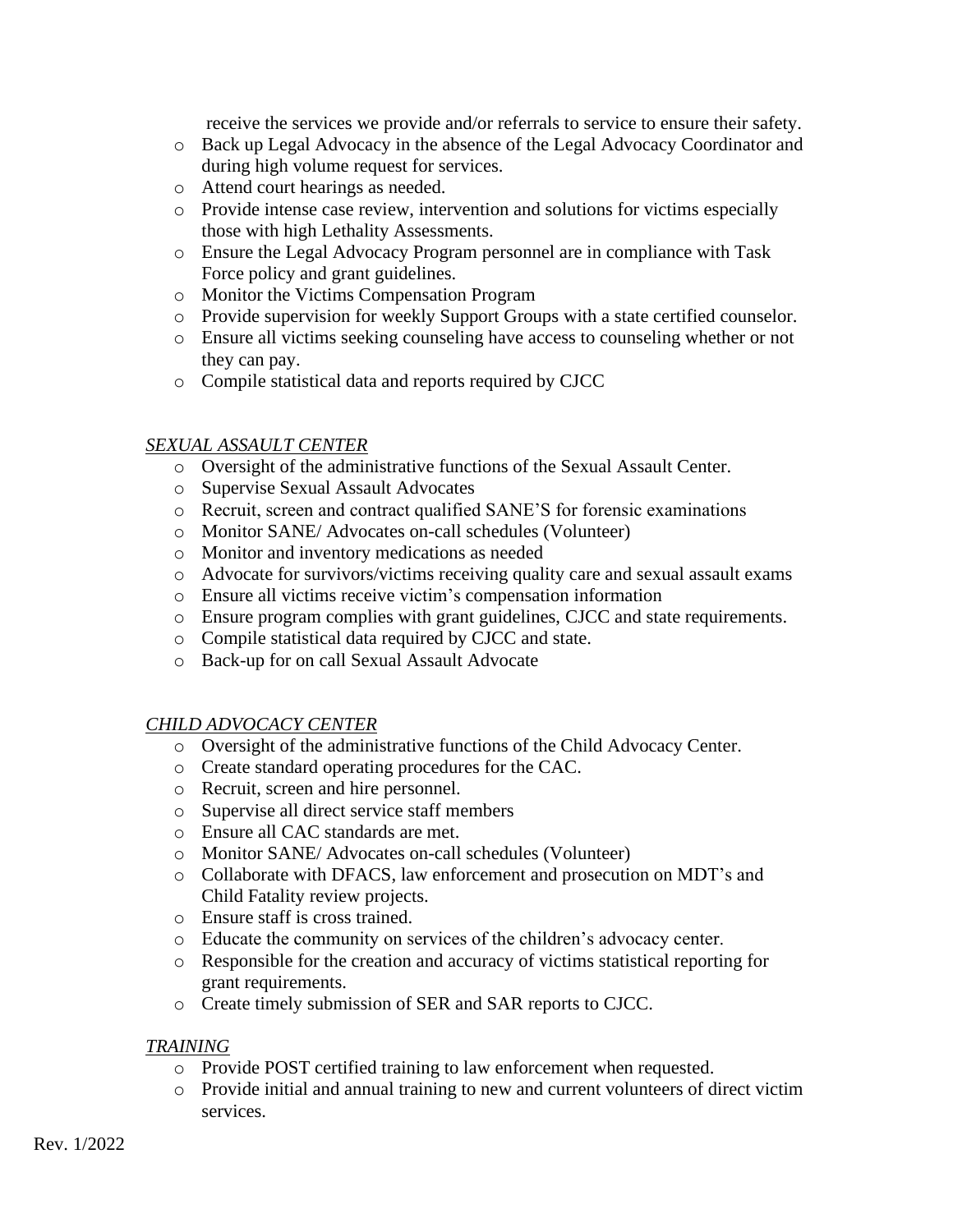receive the services we provide and/or referrals to service to ensure their safety.

- Back up Legal Advocacy in the absence of the Legal Advocacy Coordinator and during high volume request for services.
- Attend court hearings as needed.
- Provide intense case review, intervention and solutions for victims especially those with high Lethality Assessments.
- Ensure the Legal Advocacy Program personnel are in compliance with Task Force policy and grant guidelines.
- Monitor the Victims Compensation Program
- Provide supervision for weekly Support Groups with a state certified counselor.
- Ensure all victims seeking counseling have access to counseling whether or not they can pay.
- Compile statistical data and reports required by CJCC

*SEXUAL ASSAULT CENTER*

- Oversight of the administrative functions of the Sexual Assault Center.
- Supervise Sexual Assault Advocates
- Recruit, screen and contract qualified SANE'S for forensic examinations
- Monitor SANE/ Advocates on-call schedules (Volunteer)
- Monitor and inventory medications as needed
- Advocate for survivors/victims receiving quality care and sexual assault exams
- Ensure all victims receive victim's compensation information
- Ensure program complies with grant guidelines, CJCC and state requirements.
- Compile statistical data required by CJCC and state.
- Back-up for on call Sexual Assault Advocate

*CHILD ADVOCACY CENTER*

- Oversight of the administrative functions of the Child Advocacy Center.
- Create standard operating procedures for the CAC.
- Recruit, screen and hire personnel.
- Supervise all direct service staff members
- Ensure all CAC standards are met.
- Monitor SANE/ Advocates on-call schedules (Volunteer)
- Collaborate with DFACS, law enforcement and prosecution on MDT's and Child Fatality review projects.
- Ensure staff is cross trained.
- Educate the community on services of the children's advocacy center.
- Responsible for the creation and accuracy of victims statistical reporting for grant requirements.
- Create timely submission of SER and SAR reports to CJCC.

*TRAINING*

- Provide POST certified training to law enforcement when requested.
- Provide initial and annual training to new and current volunteers of direct victim services.

Rev. 1/2022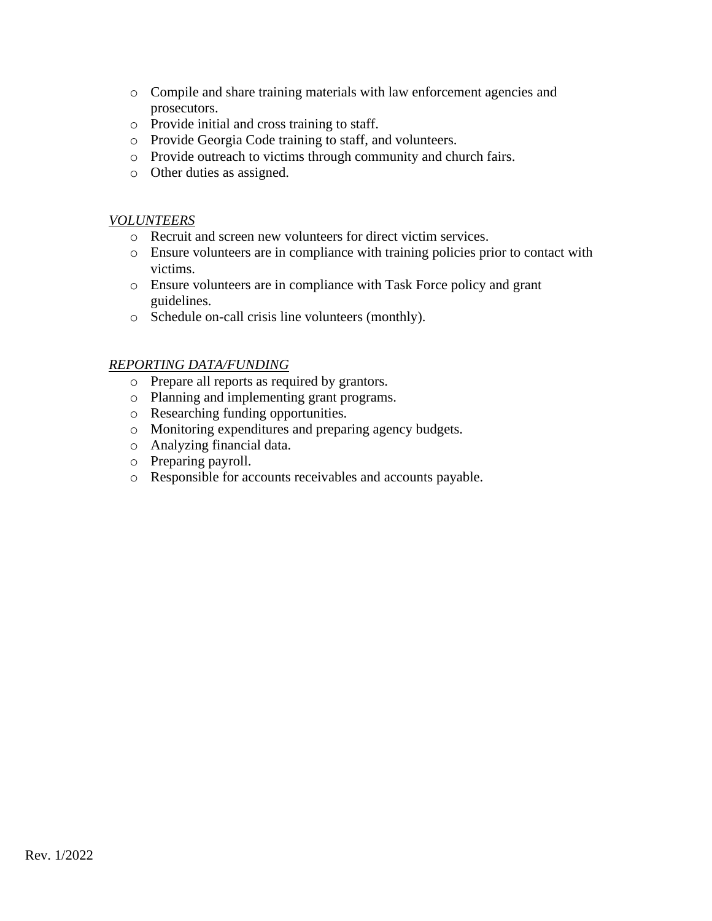- Compile and share training materials with law enforcement agencies and prosecutors.
- Provide initial and cross training to staff.
- Provide Georgia Code training to staff, and volunteers.
- Provide outreach to victims through community and church fairs.
- Other duties as assigned.

*<u>VOLUNTEERS</u>*

- Recruit and screen new volunteers for direct victim services.
- Ensure volunteers are in compliance with training policies prior to contact with victims.
- Ensure volunteers are in compliance with Task Force policy and grant guidelines.
- Schedule on-call crisis line volunteers (monthly).

*<u>REPORTING DATA/FUNDING</u>*

- Prepare all reports as required by grantors.
- Planning and implementing grant programs.
- Researching funding opportunities.
- Monitoring expenditures and preparing agency budgets.
- Analyzing financial data.
- Preparing payroll.
- Responsible for accounts receivables and accounts payable.

Rev. 1/2022